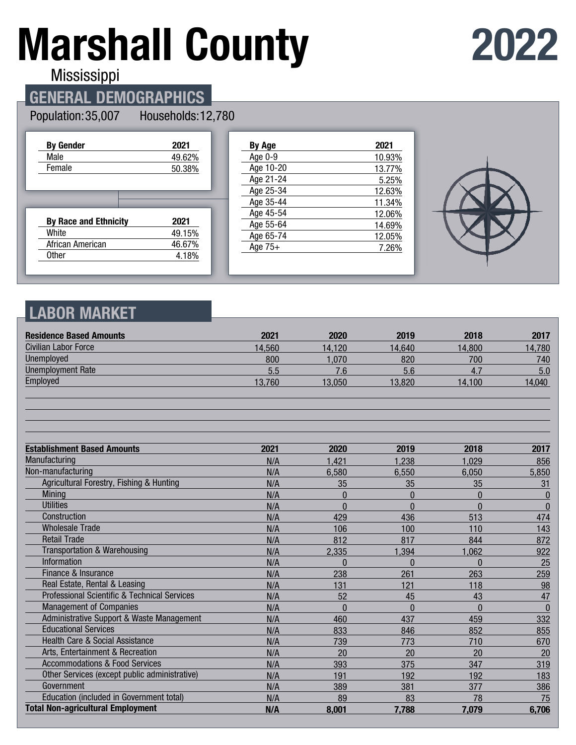# Marshall County

Mississippi

# 2022

## GENERAL DEMOGRAPHICS

Population: 35,007 Households: 12,780

| By Gender | 2021 |
|---|---|
| Male | 49.62% |
| Female | 50.38% |

| By Race and Ethnicity | 2021 |
|---|---|
| White | 49.15% |
| African American | 46.67% |
| Other | 4.18% |

| By Age | 2021 |
|---|---|
| Age 0-9 | 10.93% |
| Age 10-20 | 13.77% |
| Age 21-24 | 5.25% |
| Age 25-34 | 12.63% |
| Age 35-44 | 11.34% |
| Age 45-54 | 12.06% |
| Age 55-64 | 14.69% |
| Age 65-74 | 12.05% |
| Age 75+ | 7.26% |

## LABOR MARKET

| Residence Based Amounts | 2021 | 2020 | 2019 | 2018 | 2017 |
|---|---|---|---|---|---|
| Civilian Labor Force | 14,560 | 14,120 | 14,640 | 14,800 | 14,780 |
| Unemployed | 800 | 1,070 | 820 | 700 | 740 |
| Unemployment Rate | 5.5 | 7.6 | 5.6 | 4.7 | 5.0 |
| Employed | 13,760 | 13,050 | 13,820 | 14,100 | 14,040 |

| Establishment Based Amounts | 2021 | 2020 | 2019 | 2018 | 2017 |
|---|---|---|---|---|---|
| Manufacturing | N/A | 1,421 | 1,238 | 1,029 | 856 |
| Non-manufacturing | N/A | 6,580 | 6,550 | 6,050 | 5,850 |
| Agricultural Forestry, Fishing & Hunting | N/A | 35 | 35 | 35 | 31 |
| Mining | N/A | 0 | 0 | 0 | 0 |
| Utilities | N/A | 0 | 0 | 0 | 0 |
| Construction | N/A | 429 | 436 | 513 | 474 |
| Wholesale Trade | N/A | 106 | 100 | 110 | 143 |
| Retail Trade | N/A | 812 | 817 | 844 | 872 |
| Transportation & Warehousing | N/A | 2,335 | 1,394 | 1,062 | 922 |
| Information | N/A | 0 | 0 | 0 | 25 |
| Finance & Insurance | N/A | 238 | 261 | 263 | 259 |
| Real Estate, Rental & Leasing | N/A | 131 | 121 | 118 | 98 |
| Professional Scientific & Technical Services | N/A | 52 | 45 | 43 | 47 |
| Management of Companies | N/A | 0 | 0 | 0 | 0 |
| Administrative Support & Waste Management | N/A | 460 | 437 | 459 | 332 |
| Educational Services | N/A | 833 | 846 | 852 | 855 |
| Health Care & Social Assistance | N/A | 739 | 773 | 710 | 670 |
| Arts, Entertainment & Recreation | N/A | 20 | 20 | 20 | 20 |
| Accommodations & Food Services | N/A | 393 | 375 | 347 | 319 |
| Other Services (except public administrative) | N/A | 191 | 192 | 192 | 183 |
| Government | N/A | 389 | 381 | 377 | 386 |
| Education (included in Government total) | N/A | 89 | 83 | 78 | 75 |
| **Total Non-agricultural Employment** | **N/A** | **8,001** | **7,788** | **7,079** | **6,706** |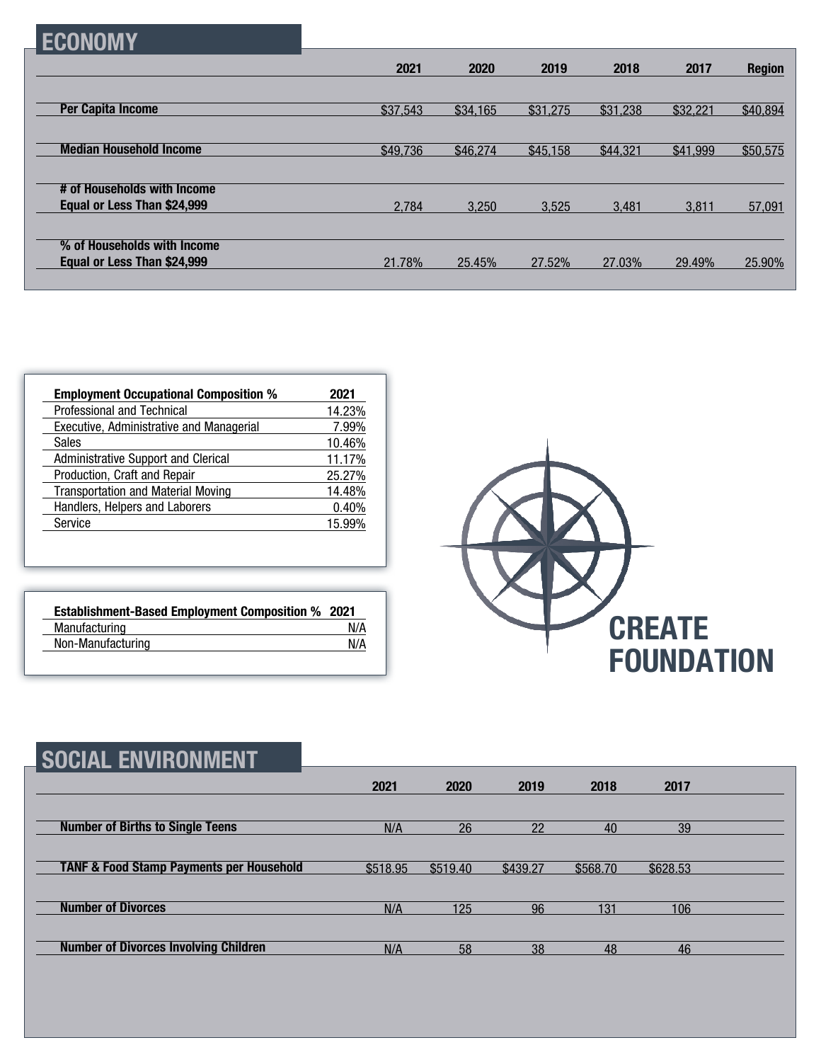## ECONOMY

| | 2021 | 2020 | 2019 | 2018 | 2017 | Region |
|---|---|---|---|---|---|---|
| **Per Capita Income** | $37,543 | $34,165 | $31,275 | $31,238 | $32,221 | $40,894 |
| **Median Household Income** | $49,736 | $46,274 | $45,158 | $44,321 | $41,999 | $50,575 |
| **# of Households with Income Equal or Less Than $24,999** | 2,784 | 3,250 | 3,525 | 3,481 | 3,811 | 57,091 |
| **% of Households with Income Equal or Less Than $24,999** | 21.78% | 25.45% | 27.52% | 27.03% | 29.49% | 25.90% |

| Employment Occupational Composition % | 2021 |
|---|---|
| Professional and Technical | 14.23% |
| Executive, Administrative and Managerial | 7.99% |
| Sales | 10.46% |
| Administrative Support and Clerical | 11.17% |
| Production, Craft and Repair | 25.27% |
| Transportation and Material Moving | 14.48% |
| Handlers, Helpers and Laborers | 0.40% |
| Service | 15.99% |

| Establishment-Based Employment Composition % | 2021 |
|---|---|
| Manufacturing | N/A |
| Non-Manufacturing | N/A |

**CREATE FOUNDATION**

## SOCIAL ENVIRONMENT

| | 2021 | 2020 | 2019 | 2018 | 2017 |
|---|---|---|---|---|---|
| **Number of Births to Single Teens** | N/A | 26 | 22 | 40 | 39 |
| **TANF & Food Stamp Payments per Household** | $518.95 | $519.40 | $439.27 | $568.70 | $628.53 |
| **Number of Divorces** | N/A | 125 | 96 | 131 | 106 |
| **Number of Divorces Involving Children** | N/A | 58 | 38 | 48 | 46 |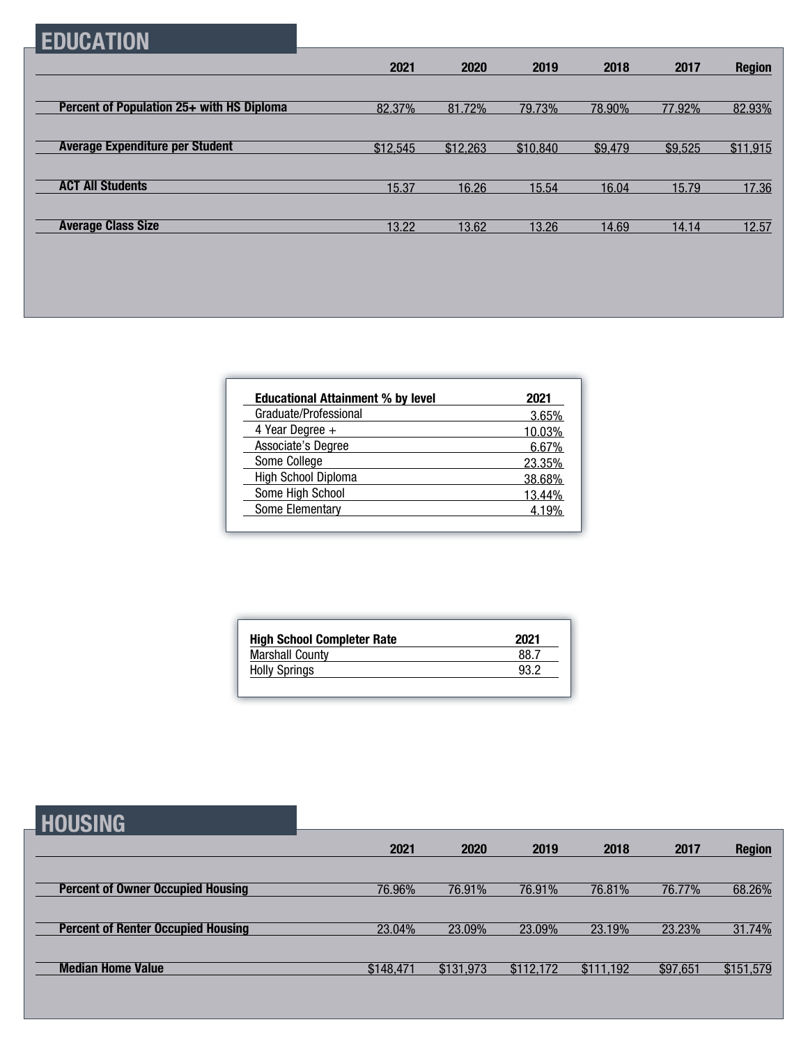## EDUCATION

| | 2021 | 2020 | 2019 | 2018 | 2017 | Region |
|---|---|---|---|---|---|---|
| **Percent of Population 25+ with HS Diploma** | 82.37% | 81.72% | 79.73% | 78.90% | 77.92% | 82.93% |
| **Average Expenditure per Student** | $12,545 | $12,263 | $10,840 | $9,479 | $9,525 | $11,915 |
| **ACT All Students** | 15.37 | 16.26 | 15.54 | 16.04 | 15.79 | 17.36 |
| **Average Class Size** | 13.22 | 13.62 | 13.26 | 14.69 | 14.14 | 12.57 |

| **Educational Attainment % by level** | **2021** |
|---|---|
| Graduate/Professional | 3.65% |
| 4 Year Degree + | 10.03% |
| Associate's Degree | 6.67% |
| Some College | 23.35% |
| High School Diploma | 38.68% |
| Some High School | 13.44% |
| Some Elementary | 4.19% |

| **High School Completer Rate** | **2021** |
|---|---|
| Marshall County | 88.7 |
| Holly Springs | 93.2 |

## HOUSING

| | 2021 | 2020 | 2019 | 2018 | 2017 | Region |
|---|---|---|---|---|---|---|
| **Percent of Owner Occupied Housing** | 76.96% | 76.91% | 76.91% | 76.81% | 76.77% | 68.26% |
| **Percent of Renter Occupied Housing** | 23.04% | 23.09% | 23.09% | 23.19% | 23.23% | 31.74% |
| **Median Home Value** | $148,471 | $131,973 | $112,172 | $111,192 | $97,651 | $151,579 |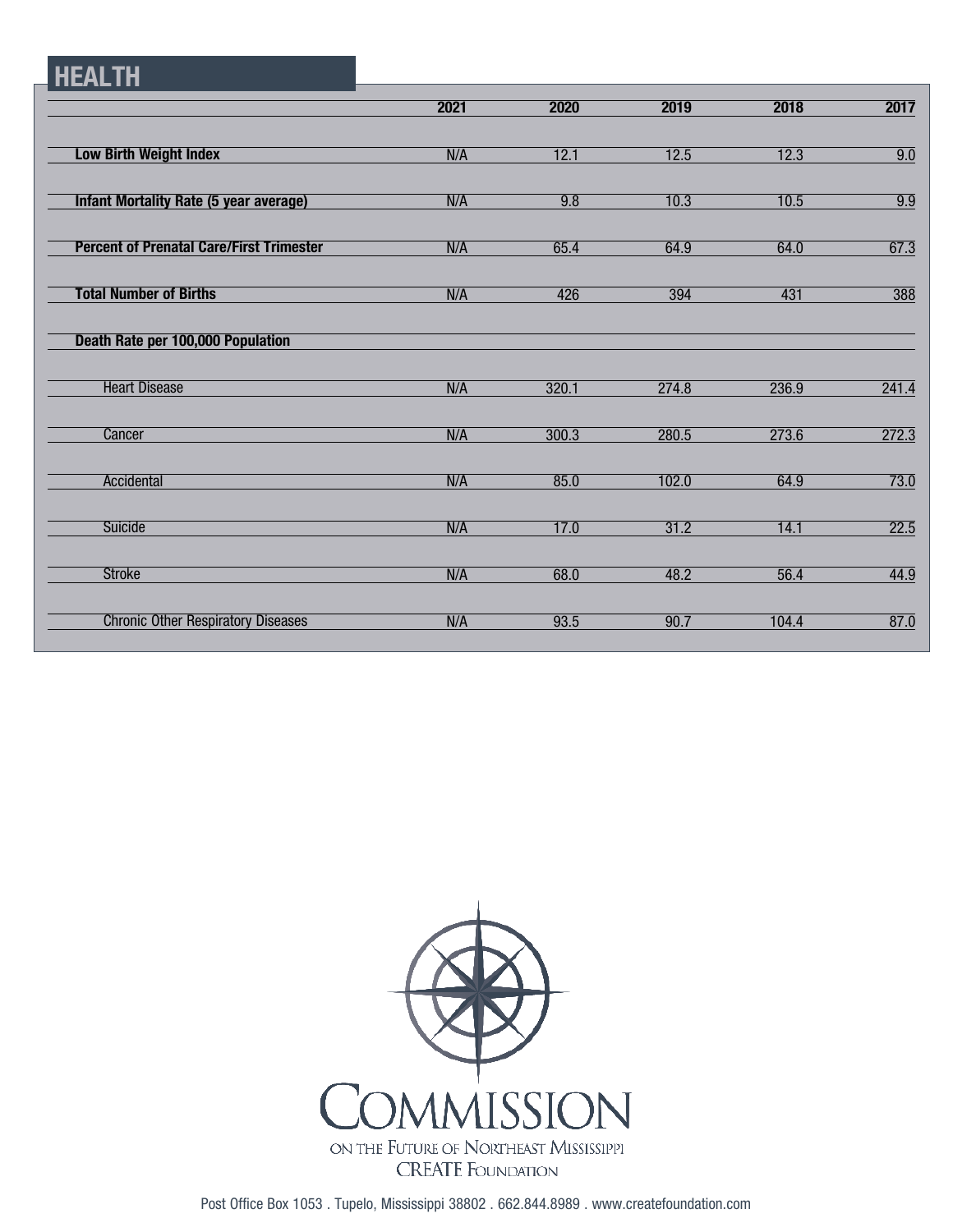## HEALTH

| | 2021 | 2020 | 2019 | 2018 | 2017 |
|---|---|---|---|---|---|
| **Low Birth Weight Index** | N/A | 12.1 | 12.5 | 12.3 | 9.0 |
| **Infant Mortality Rate (5 year average)** | N/A | 9.8 | 10.3 | 10.5 | 9.9 |
| **Percent of Prenatal Care/First Trimester** | N/A | 65.4 | 64.9 | 64.0 | 67.3 |
| **Total Number of Births** | N/A | 426 | 394 | 431 | 388 |
| **Death Rate per 100,000 Population** | | | | | |
| Heart Disease | N/A | 320.1 | 274.8 | 236.9 | 241.4 |
| Cancer | N/A | 300.3 | 280.5 | 273.6 | 272.3 |
| Accidental | N/A | 85.0 | 102.0 | 64.9 | 73.0 |
| Suicide | N/A | 17.0 | 31.2 | 14.1 | 22.5 |
| Stroke | N/A | 68.0 | 48.2 | 56.4 | 44.9 |
| Chronic Other Respiratory Diseases | N/A | 93.5 | 90.7 | 104.4 | 87.0 |

COMMISSION
ON THE FUTURE OF NORTHEAST MISSISSIPPI
CREATE FOUNDATION

Post Office Box 1053 . Tupelo, Mississippi 38802 . 662.844.8989 . www.createfoundation.com